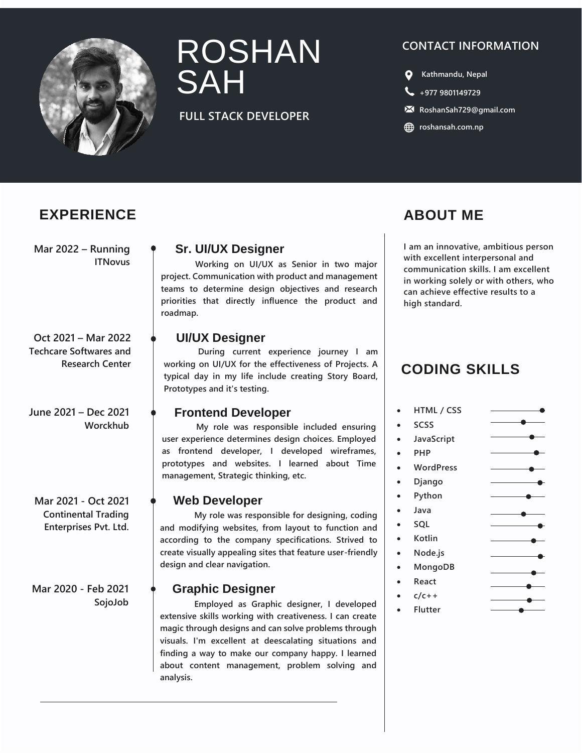# ROSHAN SAH

**FULL STACK DEVELOPER**

## CONTACT INFORMATION

- Kathmandu, Nepal
- +977 9801149729
- RoshanSah729@gmail.com
- roshansah.com.np

## EXPERIENCE

**Mar 2022 – Running**
**ITNovus**

### Sr. UI/UX Designer

Working on UI/UX as Senior in two major project. Communication with product and management teams to determine design objectives and research priorities that directly influence the product and roadmap.

**Oct 2021 – Mar 2022**
**Techcare Softwares and Research Center**

### UI/UX Designer

During current experience journey I am working on UI/UX for the effectiveness of Projects. A typical day in my life include creating Story Board, Prototypes and it's testing.

**June 2021 – Dec 2021**
**Worckhub**

### Frontend Developer

My role was responsible included ensuring user experience determines design choices. Employed as frontend developer, I developed wireframes, prototypes and websites. I learned about Time management, Strategic thinking, etc.

**Mar 2021 - Oct 2021**
**Continental Trading Enterprises Pvt. Ltd.**

### Web Developer

My role was responsible for designing, coding and modifying websites, from layout to function and according to the company specifications. Strived to create visually appealing sites that feature user-friendly design and clear navigation.

**Mar 2020 - Feb 2021**
**SojoJob**

### Graphic Designer

Employed as Graphic designer, I developed extensive skills working with creativeness. I can create magic through designs and can solve problems through visuals. I'm excellent at deescalating situations and finding a way to make our company happy. I learned about content management, problem solving and analysis.

## ABOUT ME

I am an innovative, ambitious person with excellent interpersonal and communication skills. I am excellent in working solely or with others, who can achieve effective results to a high standard.

## CODING SKILLS

- HTML / CSS
- SCSS
- JavaScript
- PHP
- WordPress
- Django
- Python
- Java
- SQL
- Kotlin
- Node.js
- MongoDB
- React
- c/c++
- Flutter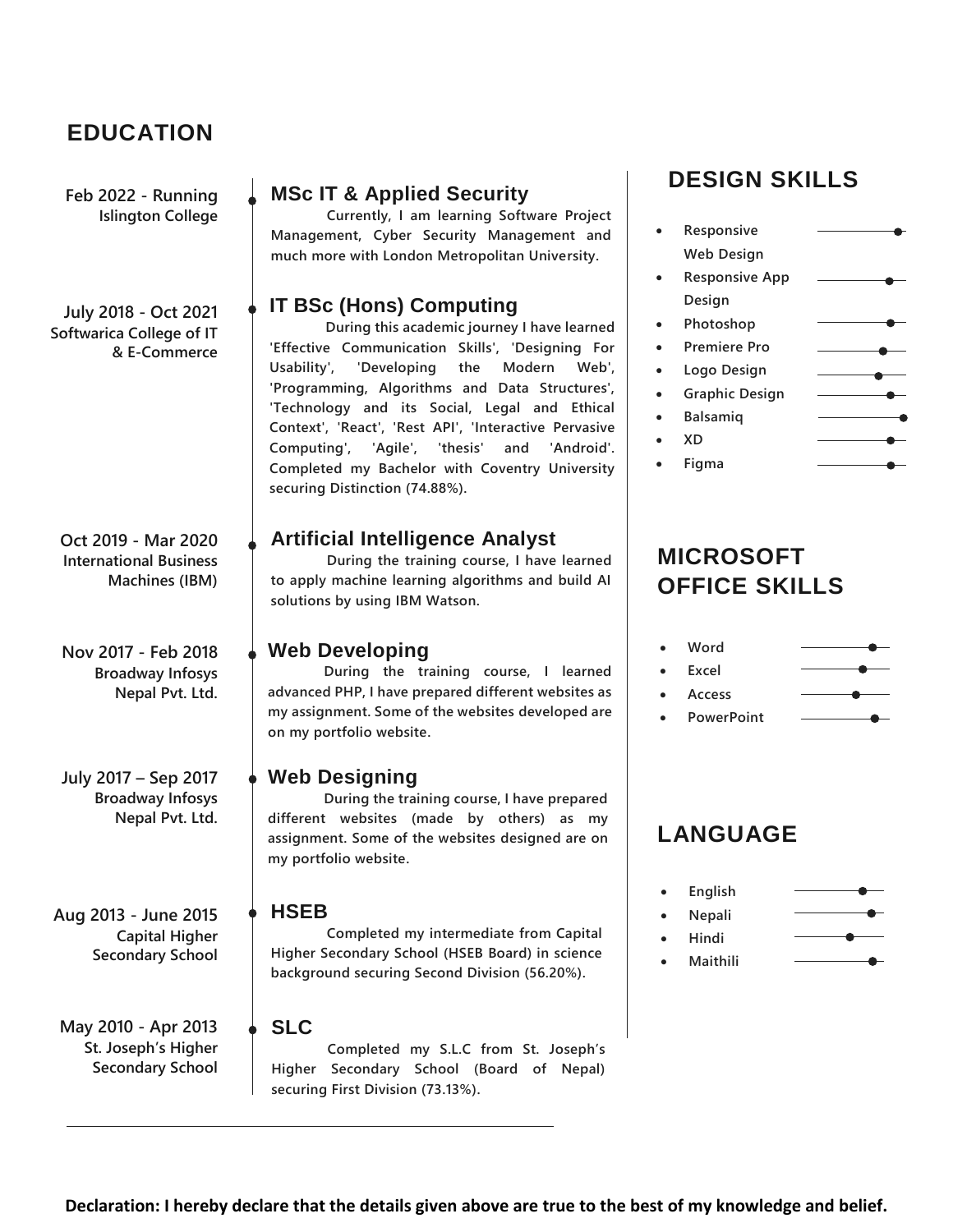## EDUCATION

**Feb 2022 - Running**
**Islington College**

### MSc IT & Applied Security

**Currently, I am learning Software Project Management, Cyber Security Management and much more with London Metropolitan University.**

**July 2018 - Oct 2021**
**Softwarica College of IT & E-Commerce**

### IT BSc (Hons) Computing

**During this academic journey I have learned 'Effective Communication Skills', 'Designing For Usability', 'Developing the Modern Web', 'Programming, Algorithms and Data Structures', 'Technology and its Social, Legal and Ethical Context', 'React', 'Rest API', 'Interactive Pervasive Computing', 'Agile', 'thesis' and 'Android'. Completed my Bachelor with Coventry University securing Distinction (74.88%).**

**Oct 2019 - Mar 2020**
**International Business Machines (IBM)**

### Artificial Intelligence Analyst

**During the training course, I have learned to apply machine learning algorithms and build AI solutions by using IBM Watson.**

**Nov 2017 - Feb 2018**
**Broadway Infosys Nepal Pvt. Ltd.**

### Web Developing

**During the training course, I learned advanced PHP, I have prepared different websites as my assignment. Some of the websites developed are on my portfolio website.**

**July 2017 – Sep 2017**
**Broadway Infosys Nepal Pvt. Ltd.**

### Web Designing

**During the training course, I have prepared different websites (made by others) as my assignment. Some of the websites designed are on my portfolio website.**

**Aug 2013 - June 2015**
**Capital Higher Secondary School**

### HSEB

**Completed my intermediate from Capital Higher Secondary School (HSEB Board) in science background securing Second Division (56.20%).**

**May 2010 - Apr 2013**
**St. Joseph's Higher Secondary School**

### SLC

**Completed my S.L.C from St. Joseph's Higher Secondary School (Board of Nepal) securing First Division (73.13%).**

## DESIGN SKILLS

- **Responsive Web Design**
- **Responsive App Design**
- **Photoshop**
- **Premiere Pro**
- **Logo Design**
- **Graphic Design**
- **Balsamiq**
- **XD**
- **Figma**

## MICROSOFT OFFICE SKILLS

- **Word**
- **Excel**
- **Access**
- **PowerPoint**

## LANGUAGE

- **English**
- **Nepali**
- **Hindi**
- **Maithili**

**Declaration: I hereby declare that the details given above are true to the best of my knowledge and belief.**